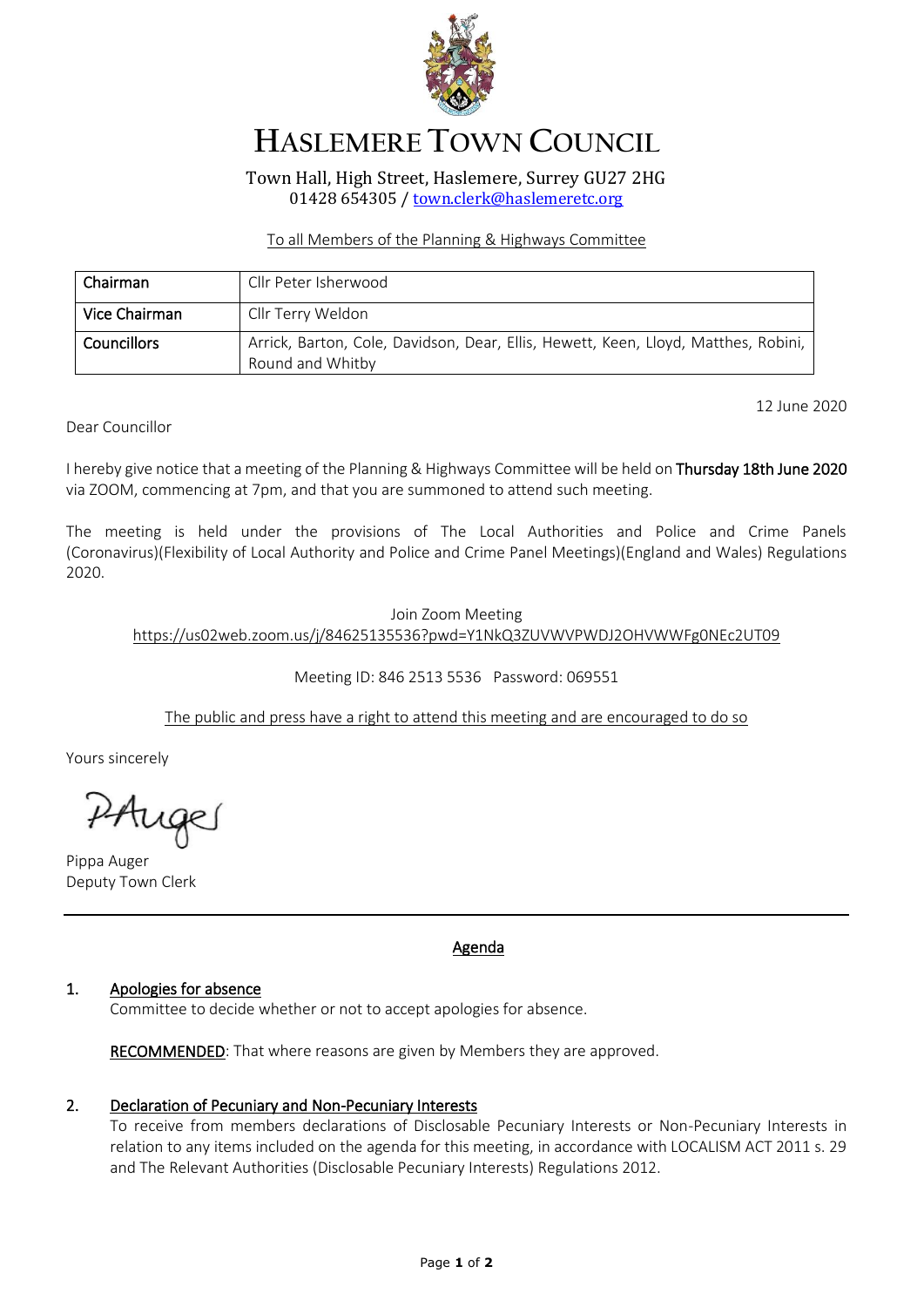# HASLEMERE TOWN COUNCIL

Town Hall, High Street, Haslemere, Surrey GU27 2HG
01428 654305 / town.clerk@haslemeretc.org

To all Members of the Planning & Highways Committee

| Chairman | Cllr Peter Isherwood |
|---|---|
| Vice Chairman | Cllr Terry Weldon |
| Councillors | Arrick, Barton, Cole, Davidson, Dear, Ellis, Hewett, Keen, Lloyd, Matthes, Robini, Round and Whitby |

12 June 2020

Dear Councillor

I hereby give notice that a meeting of the Planning & Highways Committee will be held on **Thursday 18th June 2020** via ZOOM, commencing at 7pm, and that you are summoned to attend such meeting.

The meeting is held under the provisions of The Local Authorities and Police and Crime Panels (Coronavirus)(Flexibility of Local Authority and Police and Crime Panel Meetings)(England and Wales) Regulations 2020.

Join Zoom Meeting
https://us02web.zoom.us/j/84625135536?pwd=Y1NkQ3ZUVWVPWDJ2OHVWWFg0NEc2UT09

Meeting ID: 846 2513 5536 Password: 069551

The public and press have a right to attend this meeting and are encouraged to do so

Yours sincerely

PAuger

Pippa Auger
Deputy Town Clerk

---

## Agenda

**1. Apologies for absence**

Committee to decide whether or not to accept apologies for absence.

**RECOMMENDED**: That where reasons are given by Members they are approved.

**2. Declaration of Pecuniary and Non-Pecuniary Interests**

To receive from members declarations of Disclosable Pecuniary Interests or Non-Pecuniary Interests in relation to any items included on the agenda for this meeting, in accordance with LOCALISM ACT 2011 s. 29 and The Relevant Authorities (Disclosable Pecuniary Interests) Regulations 2012.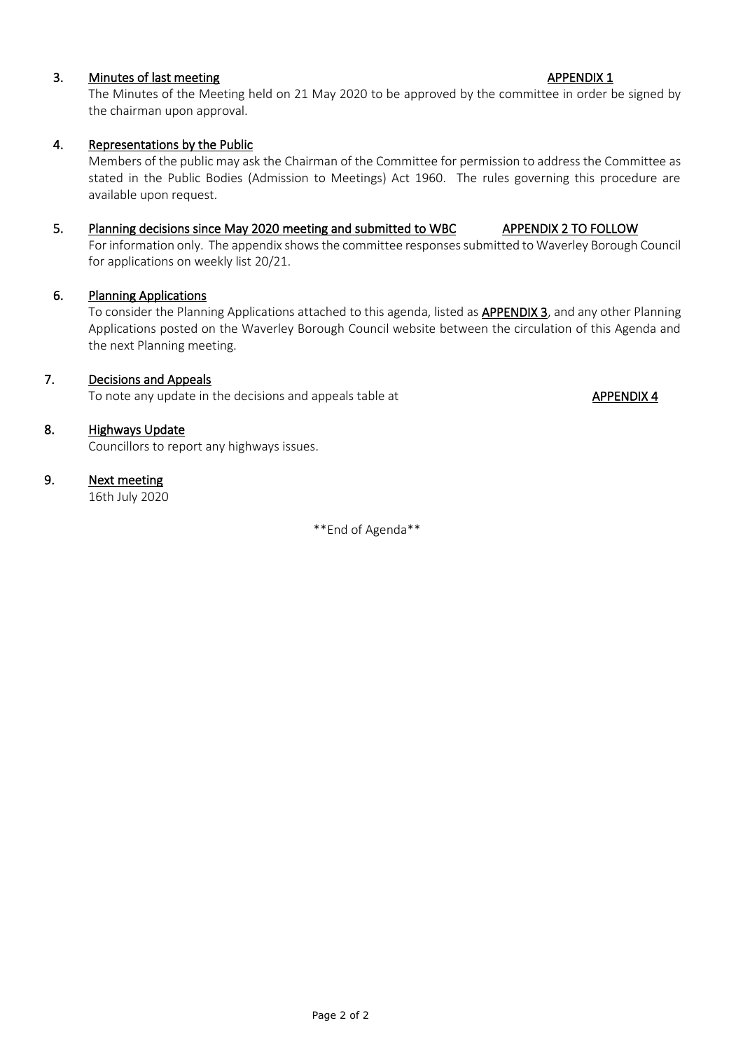3. **Minutes of last meeting** **APPENDIX 1**

   The Minutes of the Meeting held on 21 May 2020 to be approved by the committee in order be signed by the chairman upon approval.

4. **Representations by the Public**

   Members of the public may ask the Chairman of the Committee for permission to address the Committee as stated in the Public Bodies (Admission to Meetings) Act 1960. The rules governing this procedure are available upon request.

5. **Planning decisions since May 2020 meeting and submitted to WBC** **APPENDIX 2 TO FOLLOW**

   For information only. The appendix shows the committee responses submitted to Waverley Borough Council for applications on weekly list 20/21.

6. **Planning Applications**

   To consider the Planning Applications attached to this agenda, listed as **APPENDIX 3**, and any other Planning Applications posted on the Waverley Borough Council website between the circulation of this Agenda and the next Planning meeting.

7. **Decisions and Appeals**

   To note any update in the decisions and appeals table at **APPENDIX 4**

8. **Highways Update**

   Councillors to report any highways issues.

9. **Next meeting**

   16th July 2020

**End of Agenda**